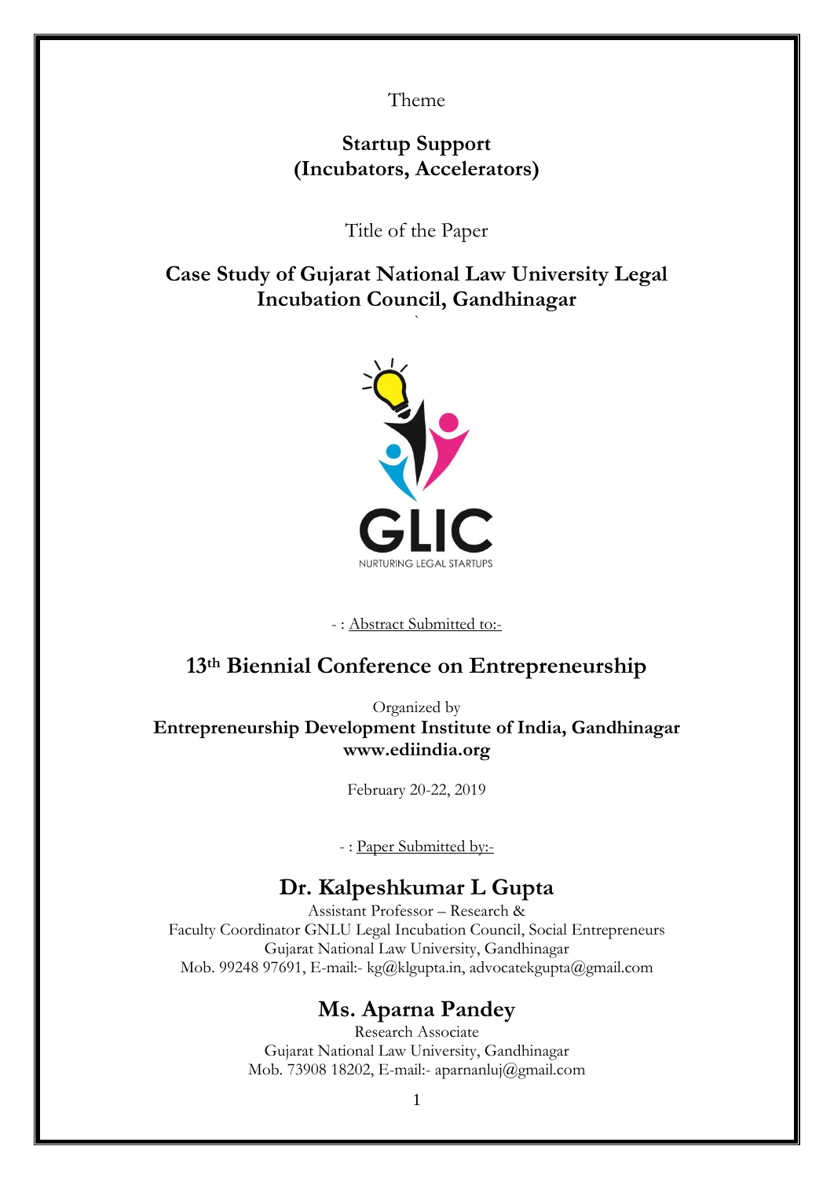Theme

**Startup Support**
**(Incubators, Accelerators)**

Title of the Paper

# Case Study of Gujarat National Law University Legal Incubation Council, Gandhinagar

GLIC

NURTURING LEGAL STARTUPS

- : Abstract Submitted to:-

## 13th Biennial Conference on Entrepreneurship

Organized by
**Entrepreneurship Development Institute of India, Gandhinagar**
**www.ediindia.org**

February 20-22, 2019

- : Paper Submitted by:-

## Dr. Kalpeshkumar L Gupta

Assistant Professor – Research &
Faculty Coordinator GNLU Legal Incubation Council, Social Entrepreneurs
Gujarat National Law University, Gandhinagar
Mob. 99248 97691, E-mail:- kg@klgupta.in, advocatekgupta@gmail.com

## Ms. Aparna Pandey

Research Associate
Gujarat National Law University, Gandhinagar
Mob. 73908 18202, E-mail:- aparnanluj@gmail.com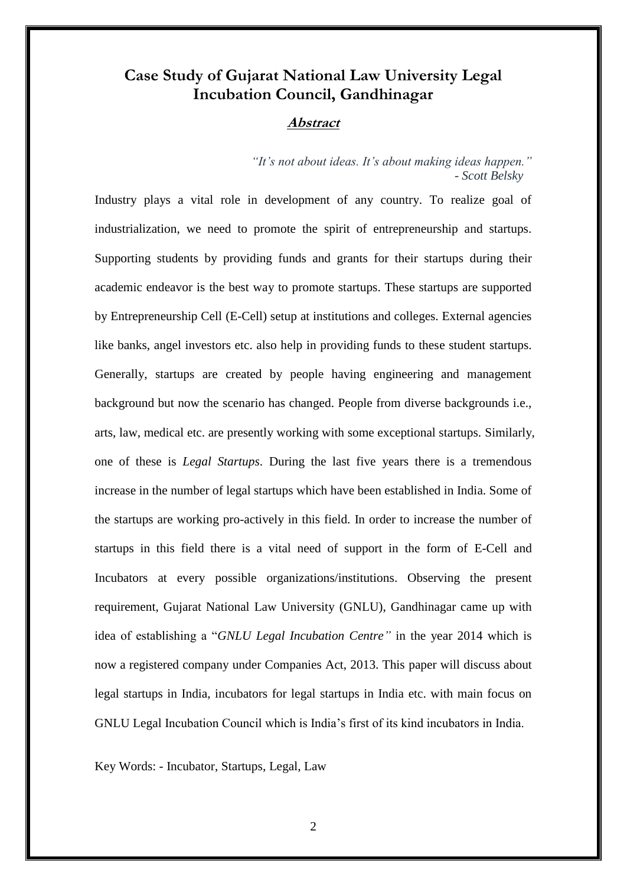# Case Study of Gujarat National Law University Legal Incubation Council, Gandhinagar

## Abstract

*"It's not about ideas. It's about making ideas happen."*
*- Scott Belsky*

Industry plays a vital role in development of any country. To realize goal of industrialization, we need to promote the spirit of entrepreneurship and startups. Supporting students by providing funds and grants for their startups during their academic endeavor is the best way to promote startups. These startups are supported by Entrepreneurship Cell (E-Cell) setup at institutions and colleges. External agencies like banks, angel investors etc. also help in providing funds to these student startups. Generally, startups are created by people having engineering and management background but now the scenario has changed. People from diverse backgrounds i.e., arts, law, medical etc. are presently working with some exceptional startups. Similarly, one of these is *Legal Startups*. During the last five years there is a tremendous increase in the number of legal startups which have been established in India. Some of the startups are working pro-actively in this field. In order to increase the number of startups in this field there is a vital need of support in the form of E-Cell and Incubators at every possible organizations/institutions. Observing the present requirement, Gujarat National Law University (GNLU), Gandhinagar came up with idea of establishing a "*GNLU Legal Incubation Centre"* in the year 2014 which is now a registered company under Companies Act, 2013. This paper will discuss about legal startups in India, incubators for legal startups in India etc. with main focus on GNLU Legal Incubation Council which is India's first of its kind incubators in India.

Key Words: - Incubator, Startups, Legal, Law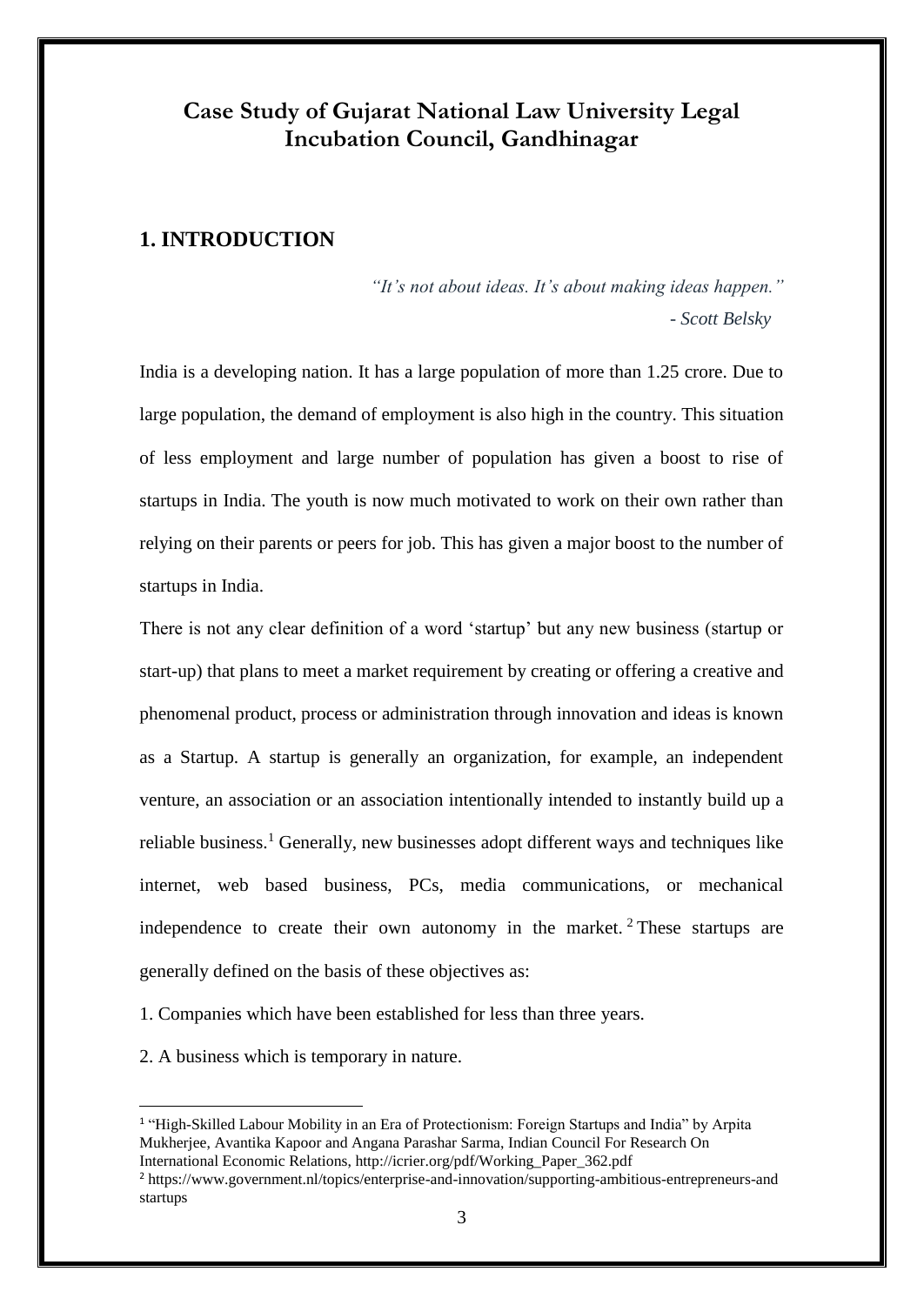# Case Study of Gujarat National Law University Legal Incubation Council, Gandhinagar

## 1. INTRODUCTION

*"It's not about ideas. It's about making ideas happen."*
*- Scott Belsky*

India is a developing nation. It has a large population of more than 1.25 crore. Due to large population, the demand of employment is also high in the country. This situation of less employment and large number of population has given a boost to rise of startups in India. The youth is now much motivated to work on their own rather than relying on their parents or peers for job. This has given a major boost to the number of startups in India.

There is not any clear definition of a word 'startup' but any new business (startup or start-up) that plans to meet a market requirement by creating or offering a creative and phenomenal product, process or administration through innovation and ideas is known as a Startup. A startup is generally an organization, for example, an independent venture, an association or an association intentionally intended to instantly build up a reliable business.[1] Generally, new businesses adopt different ways and techniques like internet, web based business, PCs, media communications, or mechanical independence to create their own autonomy in the market.[2] These startups are generally defined on the basis of these objectives as:

1. Companies which have been established for less than three years.
2. A business which is temporary in nature.

---

[1] "High-Skilled Labour Mobility in an Era of Protectionism: Foreign Startups and India" by Arpita Mukherjee, Avantika Kapoor and Angana Parashar Sarma, Indian Council For Research On International Economic Relations, http://icrier.org/pdf/Working_Paper_362.pdf

[2] https://www.government.nl/topics/enterprise-and-innovation/supporting-ambitious-entrepreneurs-and startups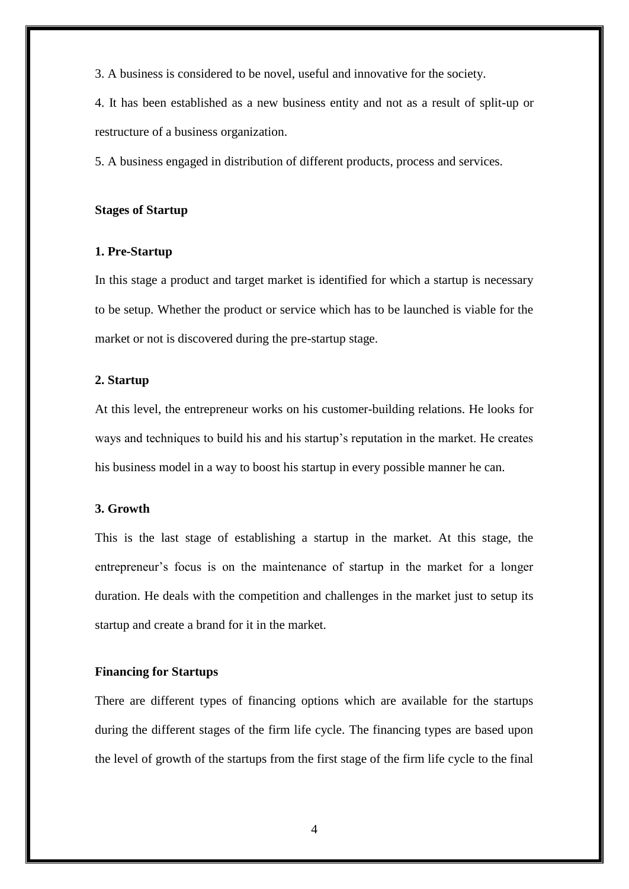3. A business is considered to be novel, useful and innovative for the society.

4. It has been established as a new business entity and not as a result of split-up or restructure of a business organization.

5. A business engaged in distribution of different products, process and services.

**Stages of Startup**

**1. Pre-Startup**

In this stage a product and target market is identified for which a startup is necessary to be setup. Whether the product or service which has to be launched is viable for the market or not is discovered during the pre-startup stage.

**2. Startup**

At this level, the entrepreneur works on his customer-building relations. He looks for ways and techniques to build his and his startup's reputation in the market. He creates his business model in a way to boost his startup in every possible manner he can.

**3. Growth**

This is the last stage of establishing a startup in the market. At this stage, the entrepreneur's focus is on the maintenance of startup in the market for a longer duration. He deals with the competition and challenges in the market just to setup its startup and create a brand for it in the market.

**Financing for Startups**

There are different types of financing options which are available for the startups during the different stages of the firm life cycle. The financing types are based upon the level of growth of the startups from the first stage of the firm life cycle to the final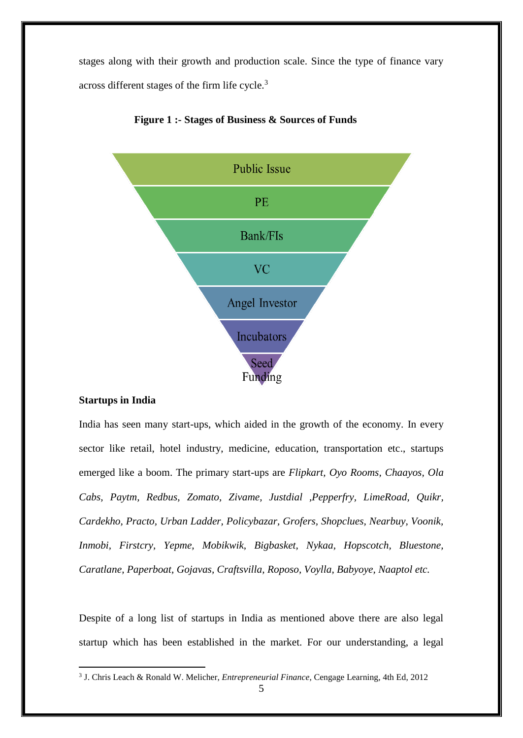stages along with their growth and production scale. Since the type of finance vary across different stages of the firm life cycle.[3]

**Figure 1 :- Stages of Business & Sources of Funds**

- Public Issue
- PE
- Bank/FIs
- VC
- Angel Investor
- Incubators
- Seed Funding

**Startups in India**

India has seen many start-ups, which aided in the growth of the economy. In every sector like retail, hotel industry, medicine, education, transportation etc., startups emerged like a boom. The primary start-ups are *Flipkart, Oyo Rooms, Chaayos, Ola Cabs, Paytm, Redbus, Zomato, Zivame, Justdial ,Pepperfry, LimeRoad, Quikr, Cardekho, Practo, Urban Ladder, Policybazar, Grofers, Shopclues, Nearbuy, Voonik, Inmobi, Firstcry, Yepme, Mobikwik, Bigbasket, Nykaa, Hopscotch, Bluestone, Caratlane, Paperboat, Gojavas, Craftsvilla, Roposo, Voylla, Babyoye, Naaptol etc.*

Despite of a long list of startups in India as mentioned above there are also legal startup which has been established in the market. For our understanding, a legal

[3] J. Chris Leach & Ronald W. Melicher, *Entrepreneurial Finance*, Cengage Learning, 4th Ed, 2012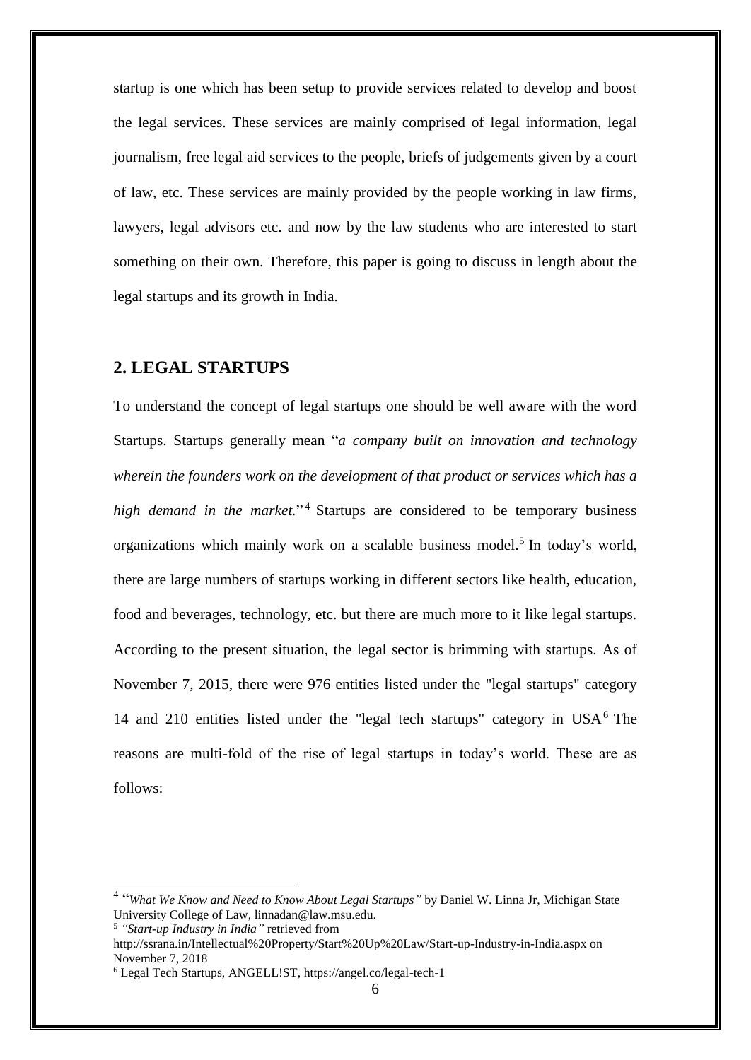startup is one which has been setup to provide services related to develop and boost the legal services. These services are mainly comprised of legal information, legal journalism, free legal aid services to the people, briefs of judgements given by a court of law, etc. These services are mainly provided by the people working in law firms, lawyers, legal advisors etc. and now by the law students who are interested to start something on their own. Therefore, this paper is going to discuss in length about the legal startups and its growth in India.

## 2. LEGAL STARTUPS

To understand the concept of legal startups one should be well aware with the word Startups. Startups generally mean "*a company built on innovation and technology wherein the founders work on the development of that product or services which has a high demand in the market.*"[4] Startups are considered to be temporary business organizations which mainly work on a scalable business model.[5] In today's world, there are large numbers of startups working in different sectors like health, education, food and beverages, technology, etc. but there are much more to it like legal startups. According to the present situation, the legal sector is brimming with startups. As of November 7, 2015, there were 976 entities listed under the "legal startups" category 14 and 210 entities listed under the "legal tech startups" category in USA[6] The reasons are multi-fold of the rise of legal startups in today's world. These are as follows:

---

[4] "*What We Know and Need to Know About Legal Startups"* by Daniel W. Linna Jr, Michigan State University College of Law, linnadan@law.msu.edu.

[5] *"Start-up Industry in India"* retrieved from http://ssrana.in/Intellectual%20Property/Start%20Up%20Law/Start-up-Industry-in-India.aspx on November 7, 2018

[6] Legal Tech Startups, ANGELL!ST, https://angel.co/legal-tech-1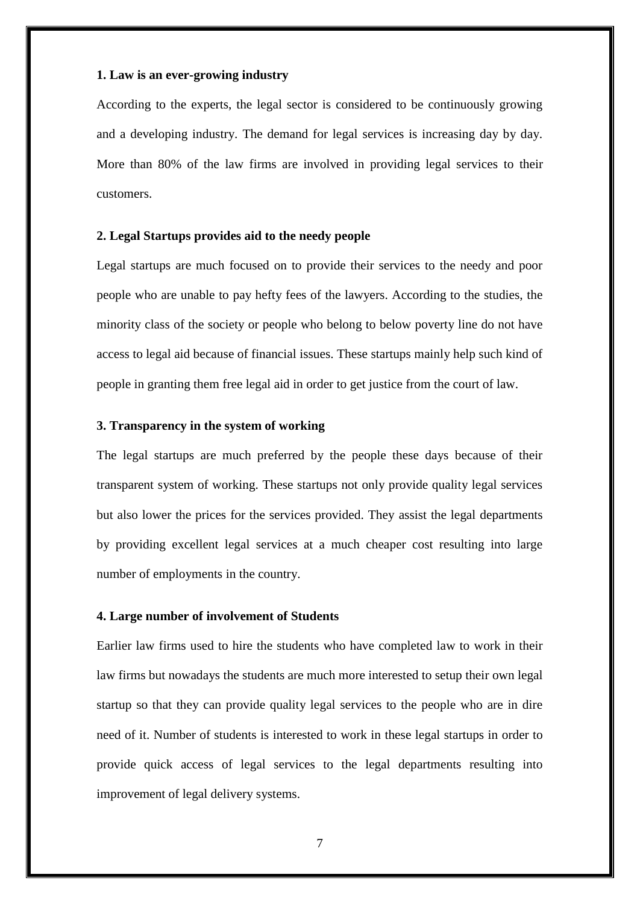**1. Law is an ever-growing industry**

According to the experts, the legal sector is considered to be continuously growing and a developing industry. The demand for legal services is increasing day by day. More than 80% of the law firms are involved in providing legal services to their customers.

**2. Legal Startups provides aid to the needy people**

Legal startups are much focused on to provide their services to the needy and poor people who are unable to pay hefty fees of the lawyers. According to the studies, the minority class of the society or people who belong to below poverty line do not have access to legal aid because of financial issues. These startups mainly help such kind of people in granting them free legal aid in order to get justice from the court of law.

**3. Transparency in the system of working**

The legal startups are much preferred by the people these days because of their transparent system of working. These startups not only provide quality legal services but also lower the prices for the services provided. They assist the legal departments by providing excellent legal services at a much cheaper cost resulting into large number of employments in the country.

**4. Large number of involvement of Students**

Earlier law firms used to hire the students who have completed law to work in their law firms but nowadays the students are much more interested to setup their own legal startup so that they can provide quality legal services to the people who are in dire need of it. Number of students is interested to work in these legal startups in order to provide quick access of legal services to the legal departments resulting into improvement of legal delivery systems.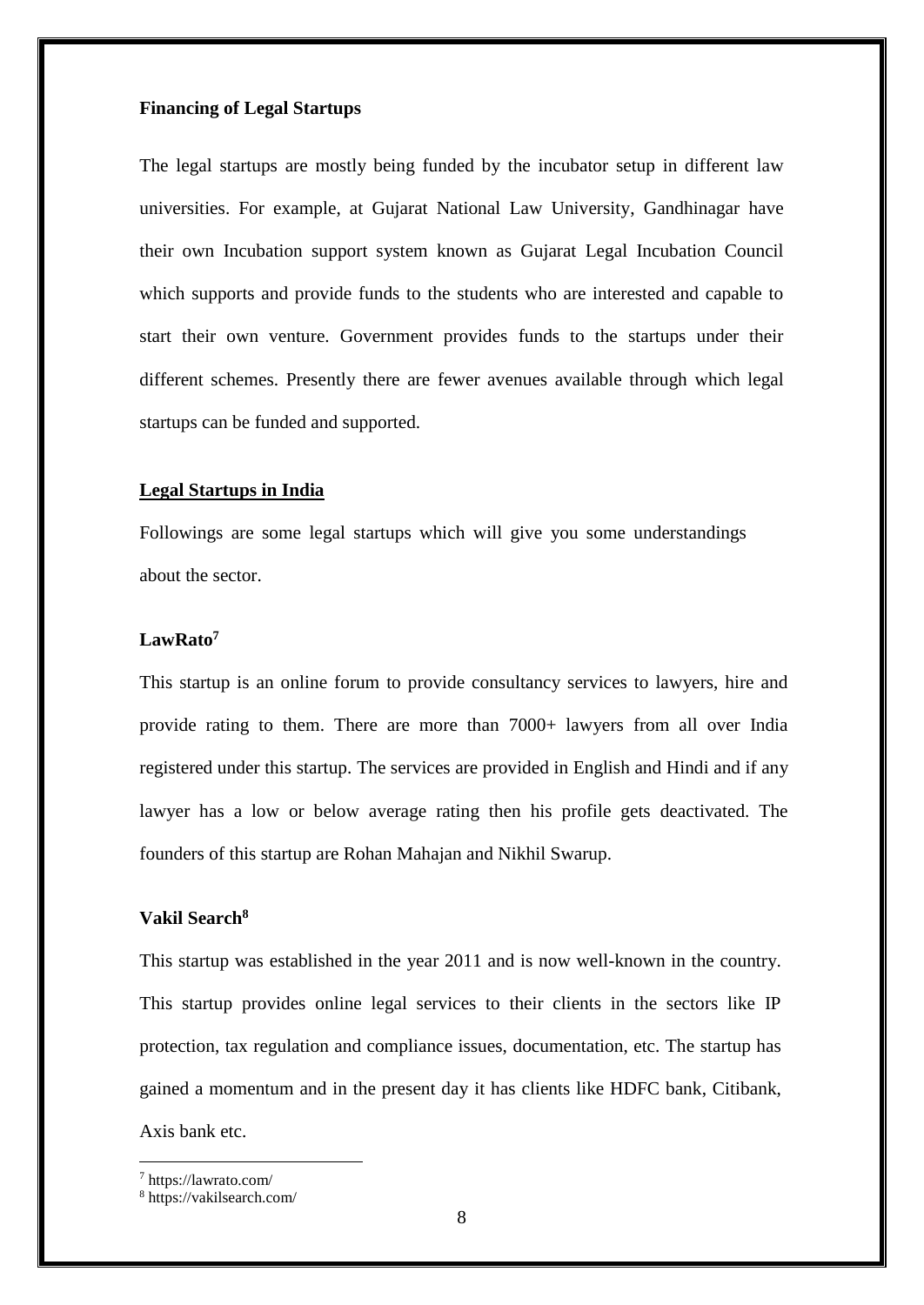**Financing of Legal Startups**

The legal startups are mostly being funded by the incubator setup in different law universities. For example, at Gujarat National Law University, Gandhinagar have their own Incubation support system known as Gujarat Legal Incubation Council which supports and provide funds to the students who are interested and capable to start their own venture. Government provides funds to the startups under their different schemes. Presently there are fewer avenues available through which legal startups can be funded and supported.

**<u>Legal Startups in India</u>**

Followings are some legal startups which will give you some understandings about the sector.

**LawRato**[7]

This startup is an online forum to provide consultancy services to lawyers, hire and provide rating to them. There are more than 7000+ lawyers from all over India registered under this startup. The services are provided in English and Hindi and if any lawyer has a low or below average rating then his profile gets deactivated. The founders of this startup are Rohan Mahajan and Nikhil Swarup.

**Vakil Search**[8]

This startup was established in the year 2011 and is now well-known in the country. This startup provides online legal services to their clients in the sectors like IP protection, tax regulation and compliance issues, documentation, etc. The startup has gained a momentum and in the present day it has clients like HDFC bank, Citibank, Axis bank etc.

---

[7] https://lawrato.com/

[8] https://vakilsearch.com/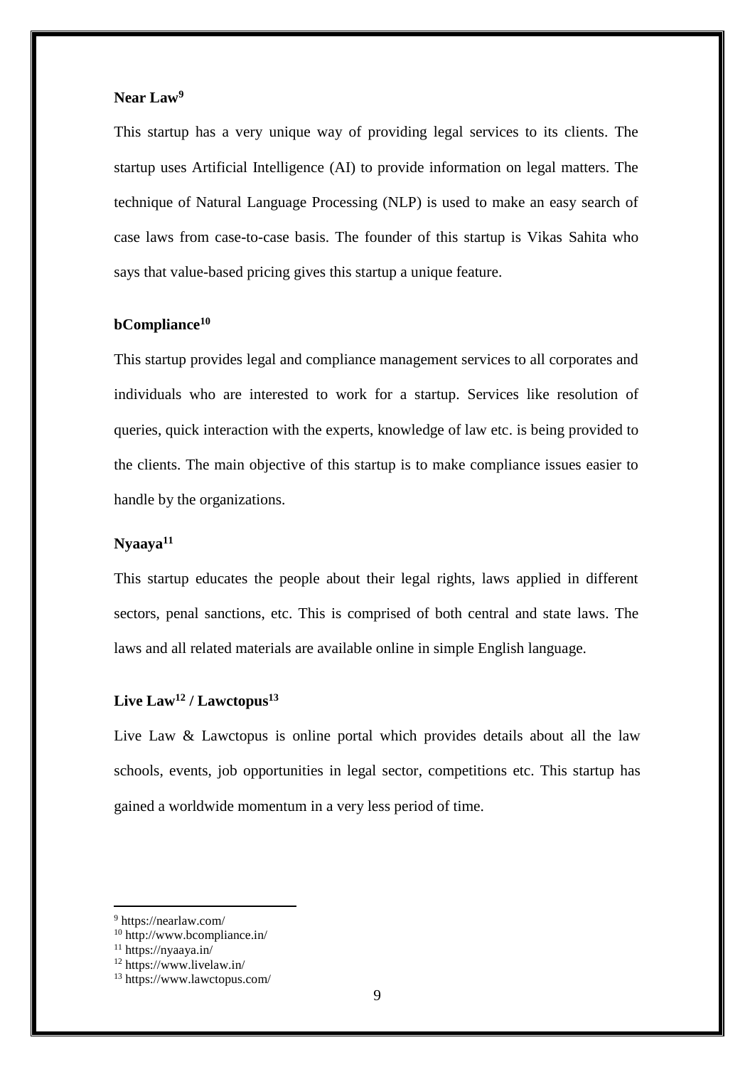**Near Law[9]**

This startup has a very unique way of providing legal services to its clients. The startup uses Artificial Intelligence (AI) to provide information on legal matters. The technique of Natural Language Processing (NLP) is used to make an easy search of case laws from case-to-case basis. The founder of this startup is Vikas Sahita who says that value-based pricing gives this startup a unique feature.

**bCompliance[10]**

This startup provides legal and compliance management services to all corporates and individuals who are interested to work for a startup. Services like resolution of queries, quick interaction with the experts, knowledge of law etc. is being provided to the clients. The main objective of this startup is to make compliance issues easier to handle by the organizations.

**Nyaaya[11]**

This startup educates the people about their legal rights, laws applied in different sectors, penal sanctions, etc. This is comprised of both central and state laws. The laws and all related materials are available online in simple English language.

**Live Law[12] / Lawctopus[13]**

Live Law & Lawctopus is online portal which provides details about all the law schools, events, job opportunities in legal sector, competitions etc. This startup has gained a worldwide momentum in a very less period of time.

---

[9] https://nearlaw.com/
[10] http://www.bcompliance.in/
[11] https://nyaaya.in/
[12] https://www.livelaw.in/
[13] https://www.lawctopus.com/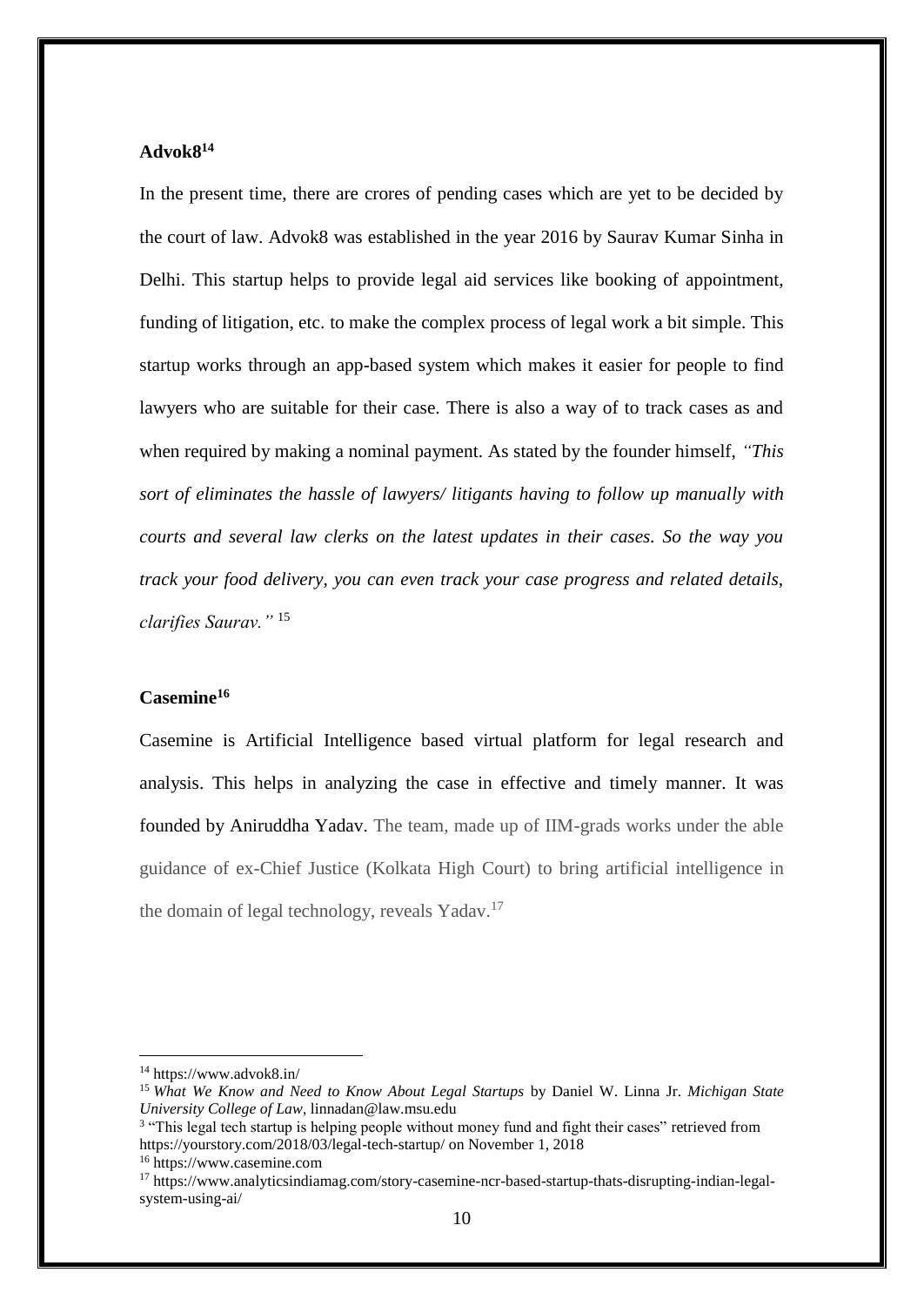**Advok8[14]**

In the present time, there are crores of pending cases which are yet to be decided by the court of law. Advok8 was established in the year 2016 by Saurav Kumar Sinha in Delhi. This startup helps to provide legal aid services like booking of appointment, funding of litigation, etc. to make the complex process of legal work a bit simple. This startup works through an app-based system which makes it easier for people to find lawyers who are suitable for their case. There is also a way of to track cases as and when required by making a nominal payment. As stated by the founder himself, *"This sort of eliminates the hassle of lawyers/ litigants having to follow up manually with courts and several law clerks on the latest updates in their cases. So the way you track your food delivery, you can even track your case progress and related details, clarifies Saurav."* [15]

**Casemine[16]**

Casemine is Artificial Intelligence based virtual platform for legal research and analysis. This helps in analyzing the case in effective and timely manner. It was founded by Aniruddha Yadav. The team, made up of IIM-grads works under the able guidance of ex-Chief Justice (Kolkata High Court) to bring artificial intelligence in the domain of legal technology, reveals Yadav.[17]

---

[14] https://www.advok8.in/

[15] *What We Know and Need to Know About Legal Startups* by Daniel W. Linna Jr. *Michigan State University College of Law*, linnadan@law.msu.edu

[3] "This legal tech startup is helping people without money fund and fight their cases" retrieved from https://yourstory.com/2018/03/legal-tech-startup/ on November 1, 2018

[16] https://www.casemine.com

[17] https://www.analyticsindiamag.com/story-casemine-ncr-based-startup-thats-disrupting-indian-legal-system-using-ai/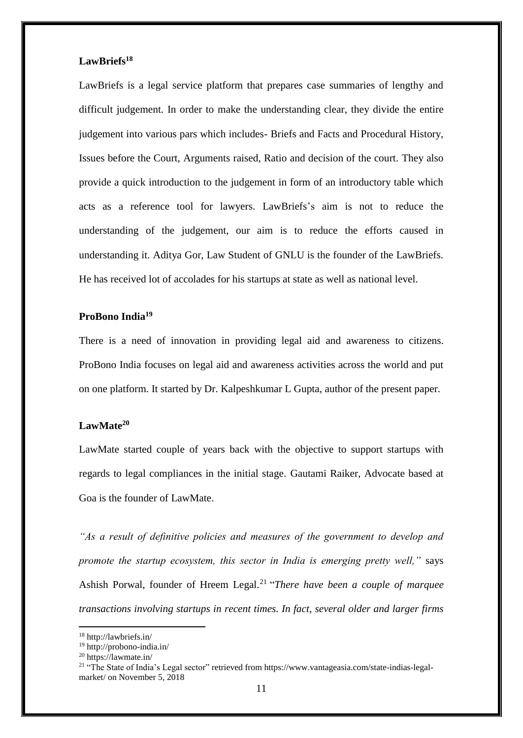**LawBriefs[18]**

LawBriefs is a legal service platform that prepares case summaries of lengthy and difficult judgement. In order to make the understanding clear, they divide the entire judgement into various pars which includes- Briefs and Facts and Procedural History, Issues before the Court, Arguments raised, Ratio and decision of the court. They also provide a quick introduction to the judgement in form of an introductory table which acts as a reference tool for lawyers. LawBriefs's aim is not to reduce the understanding of the judgement, our aim is to reduce the efforts caused in understanding it. Aditya Gor, Law Student of GNLU is the founder of the LawBriefs. He has received lot of accolades for his startups at state as well as national level.

**ProBono India[19]**

There is a need of innovation in providing legal aid and awareness to citizens. ProBono India focuses on legal aid and awareness activities across the world and put on one platform. It started by Dr. Kalpeshkumar L Gupta, author of the present paper.

**LawMate[20]**

LawMate started couple of years back with the objective to support startups with regards to legal compliances in the initial stage. Gautami Raiker, Advocate based at Goa is the founder of LawMate.

*"As a result of definitive policies and measures of the government to develop and promote the startup ecosystem, this sector in India is emerging pretty well,"* says Ashish Porwal, founder of Hreem Legal.[21] "*There have been a couple of marquee transactions involving startups in recent times. In fact, several older and larger firms*

---

[18] http://lawbriefs.in/

[19] http://probono-india.in/

[20] https://lawmate.in/

[21] "The State of India's Legal sector" retrieved from https://www.vantageasia.com/state-indias-legal-market/ on November 5, 2018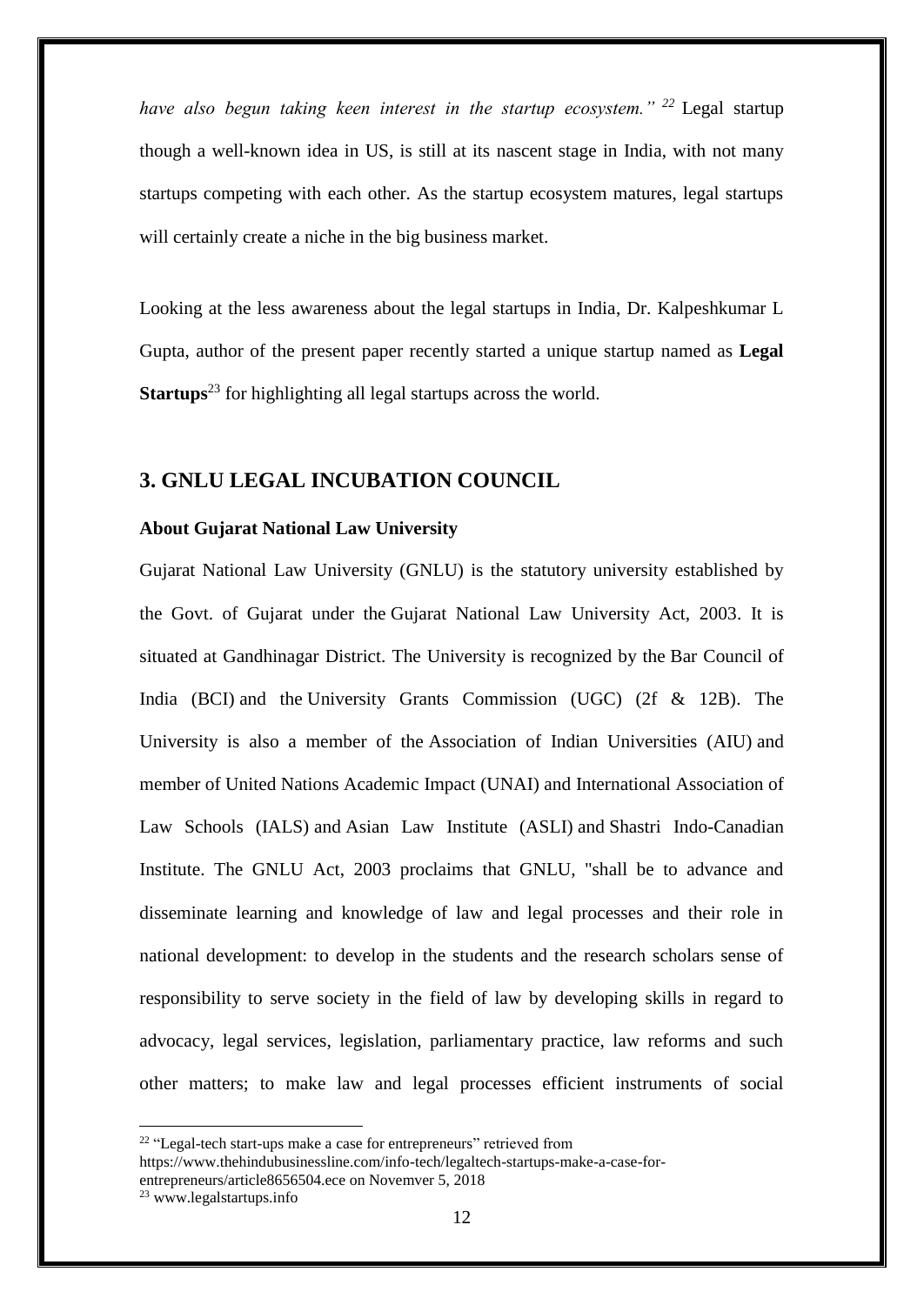*have also begun taking keen interest in the startup ecosystem."* [22] Legal startup though a well-known idea in US, is still at its nascent stage in India, with not many startups competing with each other. As the startup ecosystem matures, legal startups will certainly create a niche in the big business market.

Looking at the less awareness about the legal startups in India, Dr. Kalpeshkumar L Gupta, author of the present paper recently started a unique startup named as **Legal Startups**[23] for highlighting all legal startups across the world.

## 3. GNLU LEGAL INCUBATION COUNCIL

**About Gujarat National Law University**

Gujarat National Law University (GNLU) is the statutory university established by the Govt. of Gujarat under the Gujarat National Law University Act, 2003. It is situated at Gandhinagar District. The University is recognized by the Bar Council of India (BCI) and the University Grants Commission (UGC) (2f & 12B). The University is also a member of the Association of Indian Universities (AIU) and member of United Nations Academic Impact (UNAI) and International Association of Law Schools (IALS) and Asian Law Institute (ASLI) and Shastri Indo-Canadian Institute. The GNLU Act, 2003 proclaims that GNLU, "shall be to advance and disseminate learning and knowledge of law and legal processes and their role in national development: to develop in the students and the research scholars sense of responsibility to serve society in the field of law by developing skills in regard to advocacy, legal services, legislation, parliamentary practice, law reforms and such other matters; to make law and legal processes efficient instruments of social

---

[22] "Legal-tech start-ups make a case for entrepreneurs" retrieved from https://www.thehindubusinessline.com/info-tech/legaltech-startups-make-a-case-for-entrepreneurs/article8656504.ece on Novemver 5, 2018

[23] www.legalstartups.info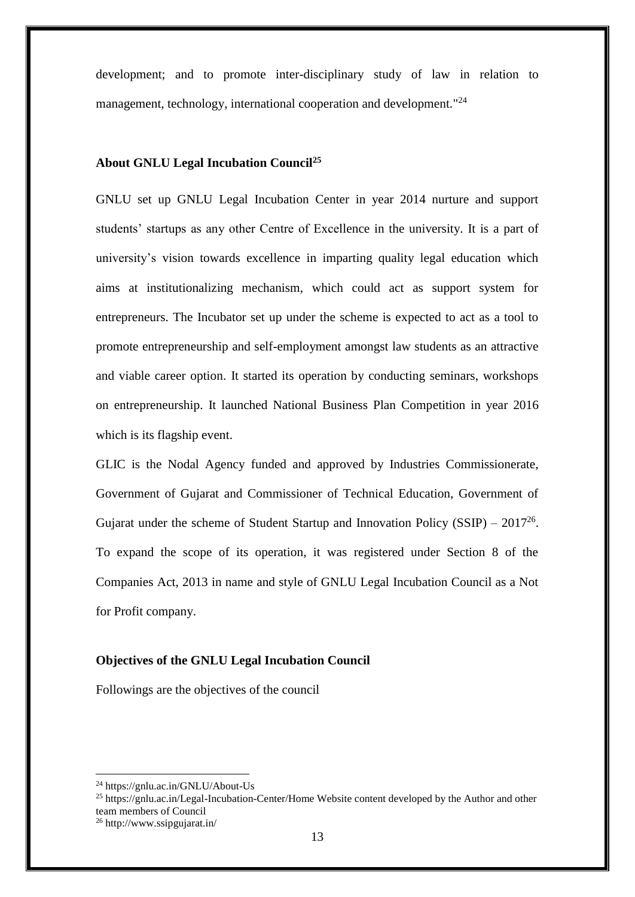development; and to promote inter-disciplinary study of law in relation to management, technology, international cooperation and development."[24]

**About GNLU Legal Incubation Council[25]**

GNLU set up GNLU Legal Incubation Center in year 2014 nurture and support students' startups as any other Centre of Excellence in the university. It is a part of university's vision towards excellence in imparting quality legal education which aims at institutionalizing mechanism, which could act as support system for entrepreneurs. The Incubator set up under the scheme is expected to act as a tool to promote entrepreneurship and self-employment amongst law students as an attractive and viable career option. It started its operation by conducting seminars, workshops on entrepreneurship. It launched National Business Plan Competition in year 2016 which is its flagship event.

GLIC is the Nodal Agency funded and approved by Industries Commissionerate, Government of Gujarat and Commissioner of Technical Education, Government of Gujarat under the scheme of Student Startup and Innovation Policy (SSIP) – 2017[26]. To expand the scope of its operation, it was registered under Section 8 of the Companies Act, 2013 in name and style of GNLU Legal Incubation Council as a Not for Profit company.

**Objectives of the GNLU Legal Incubation Council**

Followings are the objectives of the council

---

[24] https://gnlu.ac.in/GNLU/About-Us

[25] https://gnlu.ac.in/Legal-Incubation-Center/Home Website content developed by the Author and other team members of Council

[26] http://www.ssipgujarat.in/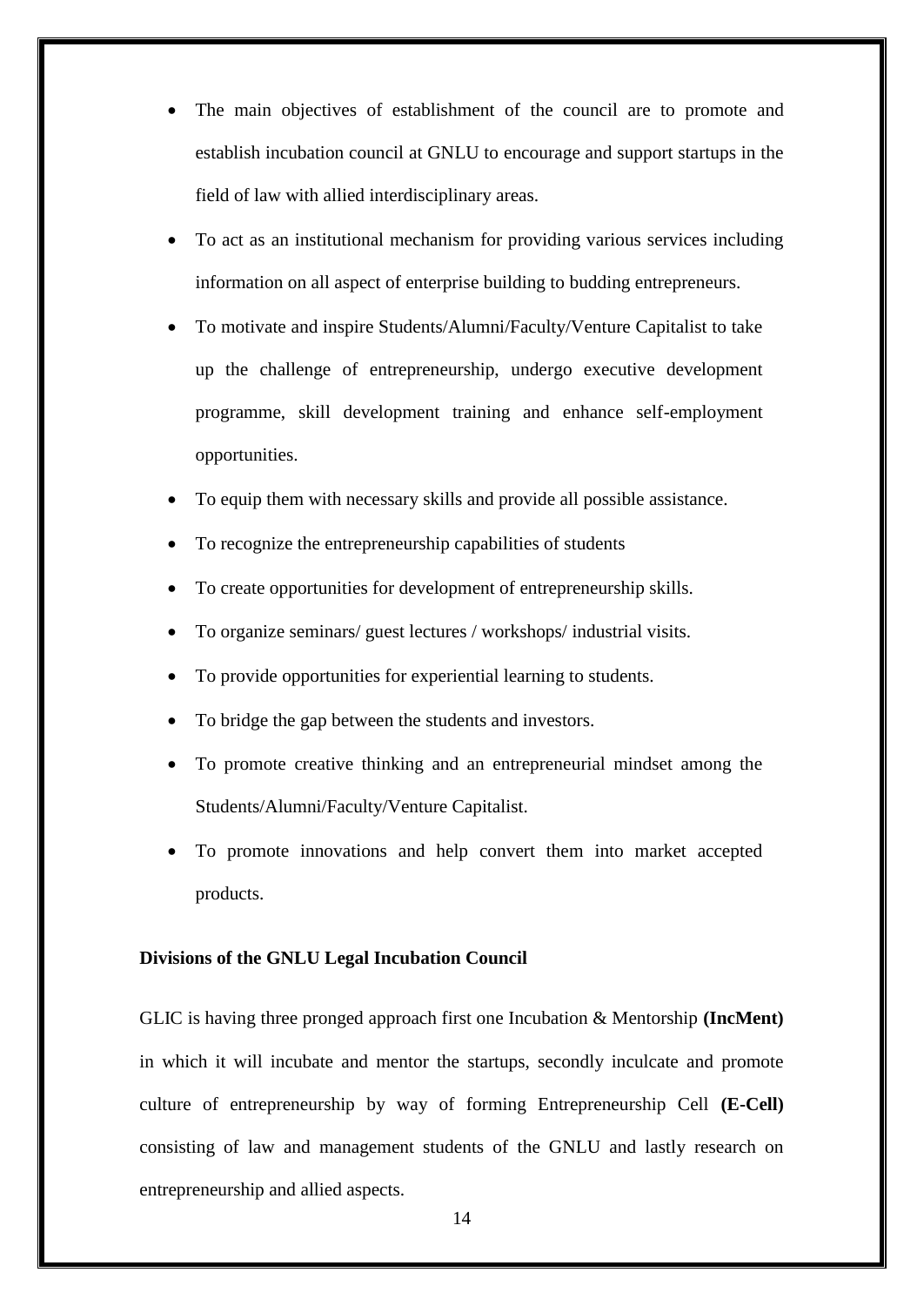- The main objectives of establishment of the council are to promote and establish incubation council at GNLU to encourage and support startups in the field of law with allied interdisciplinary areas.
- To act as an institutional mechanism for providing various services including information on all aspect of enterprise building to budding entrepreneurs.
- To motivate and inspire Students/Alumni/Faculty/Venture Capitalist to take up the challenge of entrepreneurship, undergo executive development programme, skill development training and enhance self-employment opportunities.
- To equip them with necessary skills and provide all possible assistance.
- To recognize the entrepreneurship capabilities of students
- To create opportunities for development of entrepreneurship skills.
- To organize seminars/ guest lectures / workshops/ industrial visits.
- To provide opportunities for experiential learning to students.
- To bridge the gap between the students and investors.
- To promote creative thinking and an entrepreneurial mindset among the Students/Alumni/Faculty/Venture Capitalist.
- To promote innovations and help convert them into market accepted products.

**Divisions of the GNLU Legal Incubation Council**

GLIC is having three pronged approach first one Incubation & Mentorship **(IncMent)** in which it will incubate and mentor the startups, secondly inculcate and promote culture of entrepreneurship by way of forming Entrepreneurship Cell **(E-Cell)** consisting of law and management students of the GNLU and lastly research on entrepreneurship and allied aspects.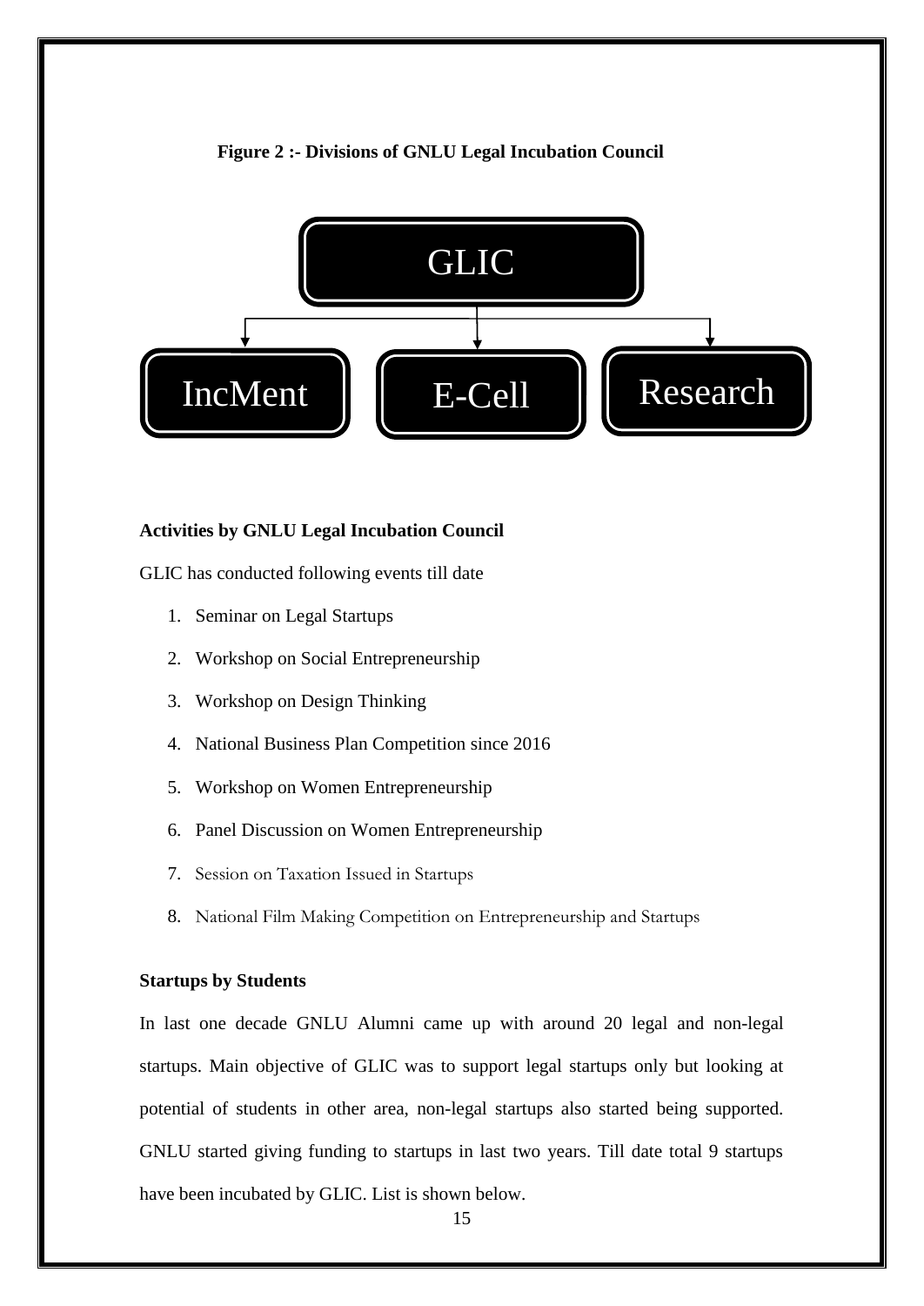**Figure 2 :- Divisions of GNLU Legal Incubation Council**

GLIC

IncMent | E-Cell | Research

**Activities by GNLU Legal Incubation Council**

GLIC has conducted following events till date

1. Seminar on Legal Startups
2. Workshop on Social Entrepreneurship
3. Workshop on Design Thinking
4. National Business Plan Competition since 2016
5. Workshop on Women Entrepreneurship
6. Panel Discussion on Women Entrepreneurship
7. Session on Taxation Issued in Startups
8. National Film Making Competition on Entrepreneurship and Startups

**Startups by Students**

In last one decade GNLU Alumni came up with around 20 legal and non-legal startups. Main objective of GLIC was to support legal startups only but looking at potential of students in other area, non-legal startups also started being supported. GNLU started giving funding to startups in last two years. Till date total 9 startups have been incubated by GLIC. List is shown below.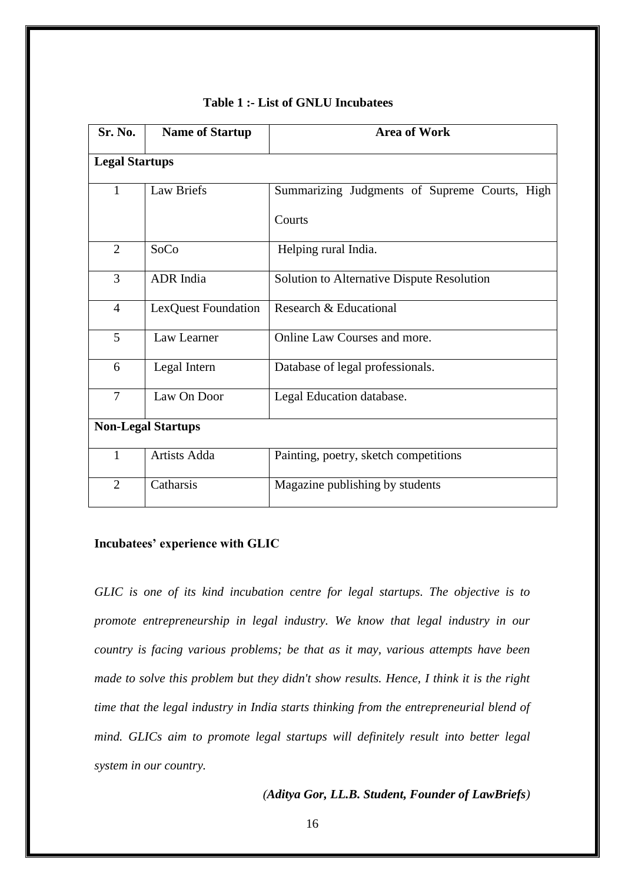**Table 1 :- List of GNLU Incubatees**

| Sr. No. | Name of Startup | Area of Work |
|---|---|---|
| **Legal Startups** | | |
| 1 | Law Briefs | Summarizing Judgments of Supreme Courts, High Courts |
| 2 | SoCo | Helping rural India. |
| 3 | ADR India | Solution to Alternative Dispute Resolution |
| 4 | LexQuest Foundation | Research & Educational |
| 5 | Law Learner | Online Law Courses and more. |
| 6 | Legal Intern | Database of legal professionals. |
| 7 | Law On Door | Legal Education database. |
| **Non-Legal Startups** | | |
| 1 | Artists Adda | Painting, poetry, sketch competitions |
| 2 | Catharsis | Magazine publishing by students |

**Incubatees' experience with GLIC**

*GLIC is one of its kind incubation centre for legal startups. The objective is to promote entrepreneurship in legal industry. We know that legal industry in our country is facing various problems; be that as it may, various attempts have been made to solve this problem but they didn't show results. Hence, I think it is the right time that the legal industry in India starts thinking from the entrepreneurial blend of mind. GLICs aim to promote legal startups will definitely result into better legal system in our country.*

*(**Aditya Gor, LL.B. Student, Founder of LawBriefs**)*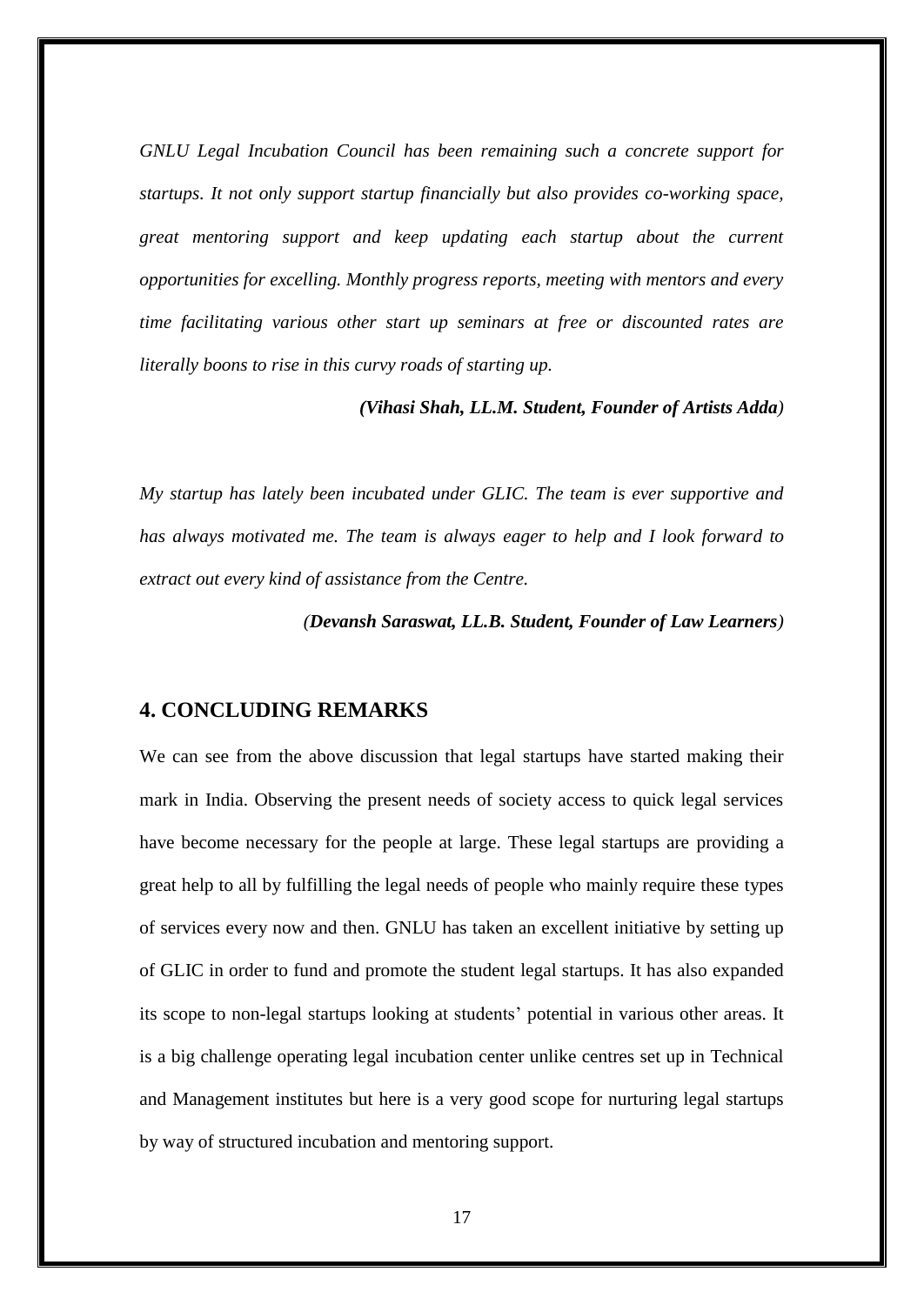*GNLU Legal Incubation Council has been remaining such a concrete support for startups. It not only support startup financially but also provides co-working space, great mentoring support and keep updating each startup about the current opportunities for excelling. Monthly progress reports, meeting with mentors and every time facilitating various other start up seminars at free or discounted rates are literally boons to rise in this curvy roads of starting up.*

***(Vihasi Shah, LL.M. Student, Founder of Artists Adda)***

*My startup has lately been incubated under GLIC. The team is ever supportive and has always motivated me. The team is always eager to help and I look forward to extract out every kind of assistance from the Centre.*

*(**Devansh Saraswat, LL.B. Student, Founder of Law Learners**)*

## 4. CONCLUDING REMARKS

We can see from the above discussion that legal startups have started making their mark in India. Observing the present needs of society access to quick legal services have become necessary for the people at large. These legal startups are providing a great help to all by fulfilling the legal needs of people who mainly require these types of services every now and then. GNLU has taken an excellent initiative by setting up of GLIC in order to fund and promote the student legal startups. It has also expanded its scope to non-legal startups looking at students' potential in various other areas. It is a big challenge operating legal incubation center unlike centres set up in Technical and Management institutes but here is a very good scope for nurturing legal startups by way of structured incubation and mentoring support.